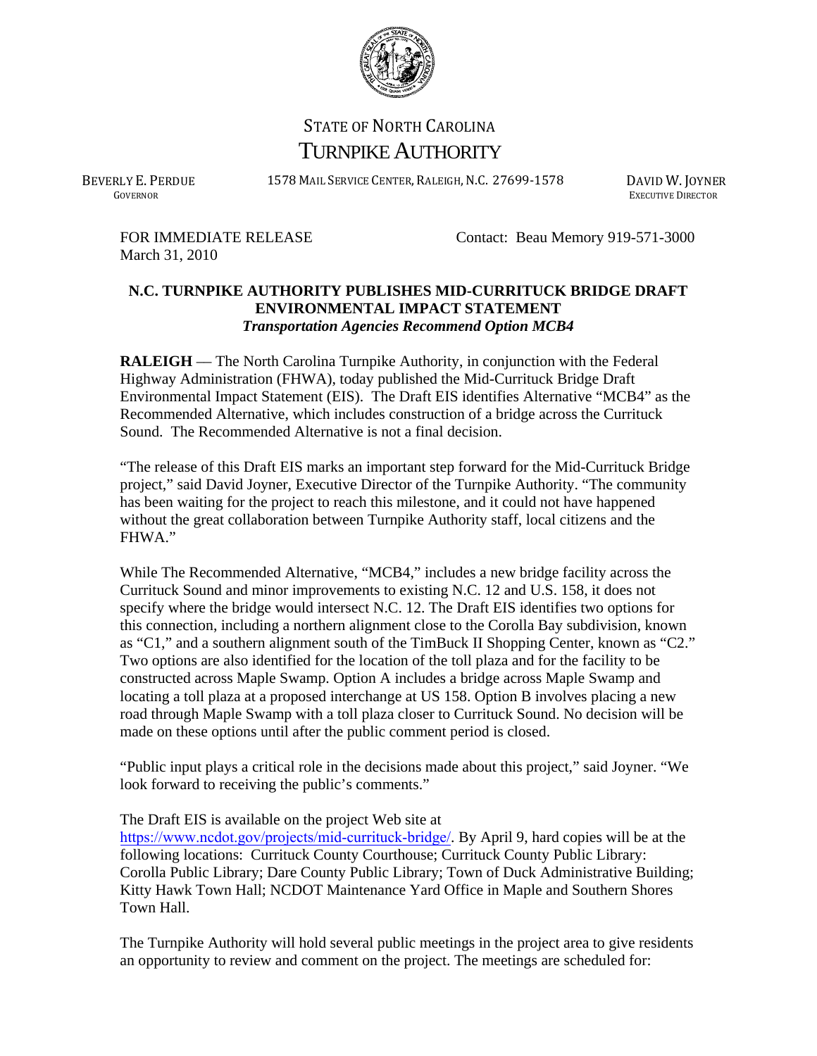STATE OF NORTH CAROLINA
TURNPIKE AUTHORITY

BEVERLY E. PERDUE
GOVERNOR

1578 MAIL SERVICE CENTER, RALEIGH, N.C. 27699-1578

DAVID W. JOYNER
EXECUTIVE DIRECTOR

FOR IMMEDIATE RELEASE
March 31, 2010

Contact: Beau Memory 919-571-3000

**N.C. TURNPIKE AUTHORITY PUBLISHES MID-CURRITUCK BRIDGE DRAFT ENVIRONMENTAL IMPACT STATEMENT**
***Transportation Agencies Recommend Option MCB4***

**RALEIGH** — The North Carolina Turnpike Authority, in conjunction with the Federal Highway Administration (FHWA), today published the Mid-Currituck Bridge Draft Environmental Impact Statement (EIS). The Draft EIS identifies Alternative "MCB4" as the Recommended Alternative, which includes construction of a bridge across the Currituck Sound. The Recommended Alternative is not a final decision.

"The release of this Draft EIS marks an important step forward for the Mid-Currituck Bridge project," said David Joyner, Executive Director of the Turnpike Authority. "The community has been waiting for the project to reach this milestone, and it could not have happened without the great collaboration between Turnpike Authority staff, local citizens and the FHWA."

While The Recommended Alternative, "MCB4," includes a new bridge facility across the Currituck Sound and minor improvements to existing N.C. 12 and U.S. 158, it does not specify where the bridge would intersect N.C. 12. The Draft EIS identifies two options for this connection, including a northern alignment close to the Corolla Bay subdivision, known as "C1," and a southern alignment south of the TimBuck II Shopping Center, known as "C2." Two options are also identified for the location of the toll plaza and for the facility to be constructed across Maple Swamp. Option A includes a bridge across Maple Swamp and locating a toll plaza at a proposed interchange at US 158. Option B involves placing a new road through Maple Swamp with a toll plaza closer to Currituck Sound. No decision will be made on these options until after the public comment period is closed.

"Public input plays a critical role in the decisions made about this project," said Joyner. "We look forward to receiving the public's comments."

The Draft EIS is available on the project Web site at https://www.ncdot.gov/projects/mid-currituck-bridge/. By April 9, hard copies will be at the following locations: Currituck County Courthouse; Currituck County Public Library: Corolla Public Library; Dare County Public Library; Town of Duck Administrative Building; Kitty Hawk Town Hall; NCDOT Maintenance Yard Office in Maple and Southern Shores Town Hall.

The Turnpike Authority will hold several public meetings in the project area to give residents an opportunity to review and comment on the project. The meetings are scheduled for: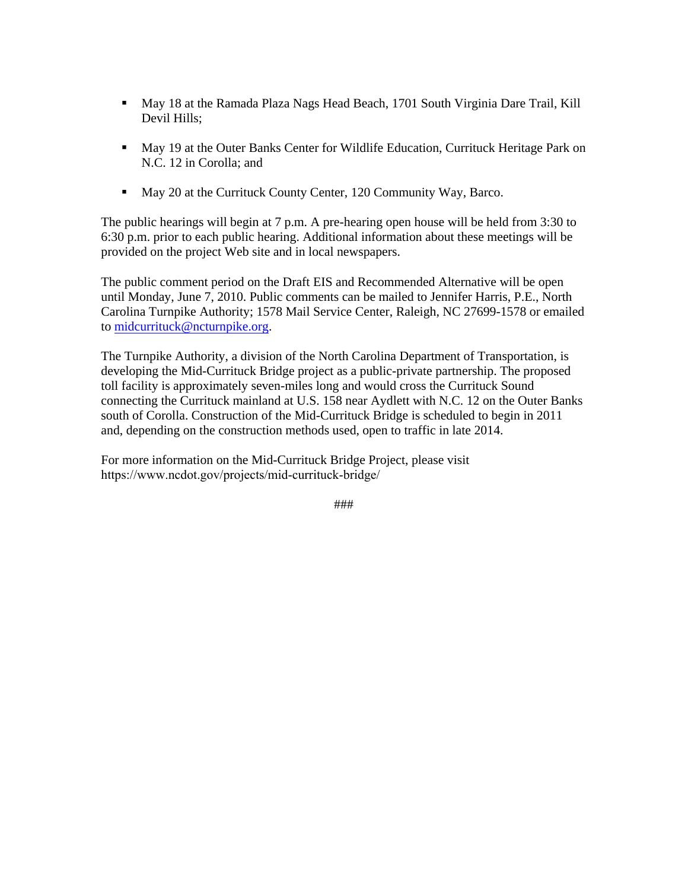- May 18 at the Ramada Plaza Nags Head Beach, 1701 South Virginia Dare Trail, Kill Devil Hills;

- May 19 at the Outer Banks Center for Wildlife Education, Currituck Heritage Park on N.C. 12 in Corolla; and

- May 20 at the Currituck County Center, 120 Community Way, Barco.

The public hearings will begin at 7 p.m. A pre-hearing open house will be held from 3:30 to 6:30 p.m. prior to each public hearing. Additional information about these meetings will be provided on the project Web site and in local newspapers.

The public comment period on the Draft EIS and Recommended Alternative will be open until Monday, June 7, 2010. Public comments can be mailed to Jennifer Harris, P.E., North Carolina Turnpike Authority; 1578 Mail Service Center, Raleigh, NC 27699-1578 or emailed to midcurrituck@ncturnpike.org.

The Turnpike Authority, a division of the North Carolina Department of Transportation, is developing the Mid-Currituck Bridge project as a public-private partnership. The proposed toll facility is approximately seven-miles long and would cross the Currituck Sound connecting the Currituck mainland at U.S. 158 near Aydlett with N.C. 12 on the Outer Banks south of Corolla. Construction of the Mid-Currituck Bridge is scheduled to begin in 2011 and, depending on the construction methods used, open to traffic in late 2014.

For more information on the Mid-Currituck Bridge Project, please visit https://www.ncdot.gov/projects/mid-currituck-bridge/

###